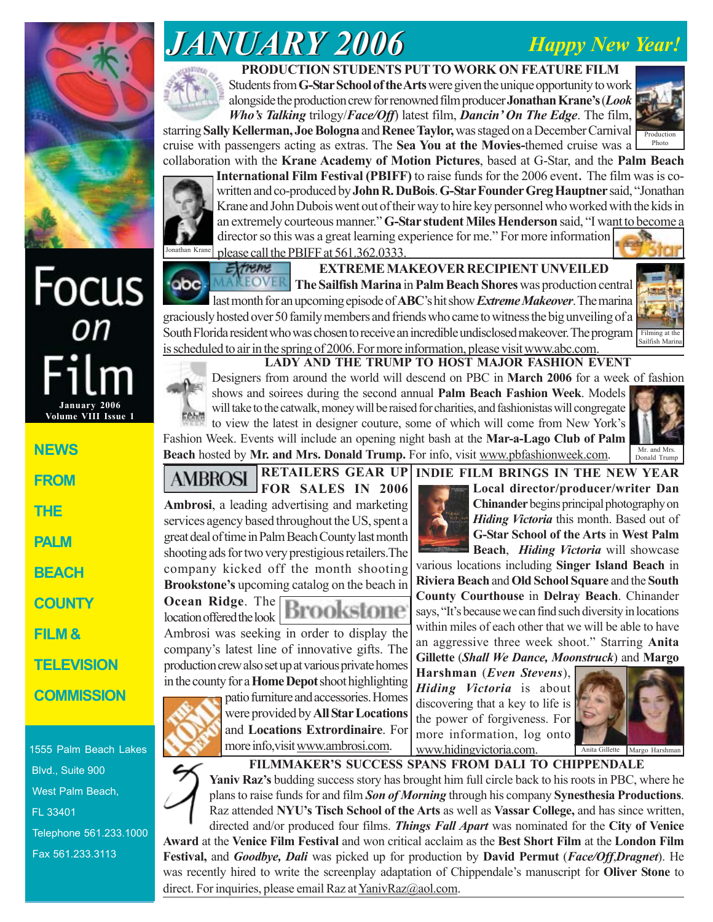# JANUARY 2006

**Happy New Year!**

Focus on Film
January 2006
Volume VIII Issue 1

NEWS FROM THE PALM BEACH COUNTY FILM & TELEVISION COMMISSION

1555 Palm Beach Lakes Blvd., Suite 900
West Palm Beach, FL 33401
Telephone 561.233.1000
Fax 561.233.3113

## PRODUCTION STUDENTS PUT TO WORK ON FEATURE FILM

Students from **G-Star School of the Arts** were given the unique opportunity to work alongside the production crew for renowned film producer **Jonathan Krane's** (***Look Who's Talking*** trilogy/***Face/Off***) latest film, ***Dancin' On The Edge***. The film, starring **Sally Kellerman, Joe Bologna** and **Renee Taylor,** was staged on a December Carnival cruise with passengers acting as extras. The **Sea You at the Movies-**themed cruise was a collaboration with the **Krane Academy of Motion Pictures**, based at G-Star, and the **Palm Beach International Film Festival (PBIFF)** to raise funds for the 2006 event**.** The film was is co-written and co-produced by **John R. DuBois**. **G-Star Founder Greg Hauptner** said, "Jonathan Krane and John Dubois went out of their way to hire key personnel who worked with the kids in an extremely courteous manner." **G-Star student Miles Henderson** said, "I want to become a director so this was a great learning experience for me." For more information please call the PBIFF at 561.362.0333.

Production Photo

Jonathan Krane

## EXTREME MAKEOVER RECIPIENT UNVEILED

**The Sailfish Marina** in **Palm Beach Shores** was production central last month for an upcoming episode of **ABC**'s hit show ***Extreme Makeover***. The marina graciously hosted over 50 family members and friends who came to witness the big unveiling of a South Florida resident who was chosen to receive an incredible undisclosed makeover. The program is scheduled to air in the spring of 2006. For more information, please visit www.abc.com.

Filming at the Sailfish Marina

## LADY AND THE TRUMP TO HOST MAJOR FASHION EVENT

Designers from around the world will descend on PBC in **March 2006** for a week of fashion shows and soirees during the second annual **Palm Beach Fashion Week**. Models will take to the catwalk, money will be raised for charities, and fashionistas will congregate to view the latest in designer couture, some of which will come from New York's Fashion Week. Events will include an opening night bash at the **Mar-a-Lago Club of Palm Beach** hosted by **Mr. and Mrs. Donald Trump.** For info, visit www.pbfashionweek.com.

Mr. and Mrs. Donald Trump

## RETAILERS GEAR UP FOR SALES IN 2006

**Ambrosi**, a leading advertising and marketing services agency based throughout the US, spent a great deal of time in Palm Beach County last month shooting ads for two very prestigious retailers. The company kicked off the month shooting **Brookstone's** upcoming catalog on the beach in **Ocean Ridge**. The location offered the look Ambrosi was seeking in order to display the company's latest line of innovative gifts. The production crew also set up at various private homes in the county for a **Home Depot** shoot highlighting patio furniture and accessories. Homes were provided by **All Star Locations** and **Locations Extrordinaire**. For more info, visit www.ambrosi.com.

## INDIE FILM BRINGS IN THE NEW YEAR

**Local director/producer/writer Dan Chinander** begins principal photography on ***Hiding Victoria*** this month. Based out of **G-Star School of the Arts** in **West Palm Beach**, ***Hiding Victoria*** will showcase various locations including **Singer Island Beach** in **Riviera Beach** and **Old School Square** and the **South County Courthouse** in **Delray Beach**. Chinander says, "It's because we can find such diversity in locations within miles of each other that we will be able to have an aggressive three week shoot." Starring **Anita Gillette** (***Shall We Dance, Moonstruck***) and **Margo Harshman** (***Even Stevens***), ***Hiding Victoria*** is about discovering that a key to life is the power of forgiveness. For more information, log onto www.hidingvictoria.com.

Anita Gillette | Margo Harshman

## FILMMAKER'S SUCCESS SPANS FROM DALI TO CHIPPENDALE

**Yaniv Raz's** budding success story has brought him full circle back to his roots in PBC, where he plans to raise funds for and film ***Son of Morning*** through his company **Synesthesia Productions**. Raz attended **NYU's Tisch School of the Arts** as well as **Vassar College,** and has since written, directed and/or produced four films. ***Things Fall Apart*** was nominated for the **City of Venice Award** at the **Venice Film Festival** and won critical acclaim as the **Best Short Film** at the **London Film Festival,** and ***Goodbye, Dali*** was picked up for production by **David Permut** (***Face/Off***,***Dragnet***). He was recently hired to write the screenplay adaptation of Chippendale's manuscript for **Oliver Stone** to direct. For inquiries, please email Raz at YanivRaz@aol.com.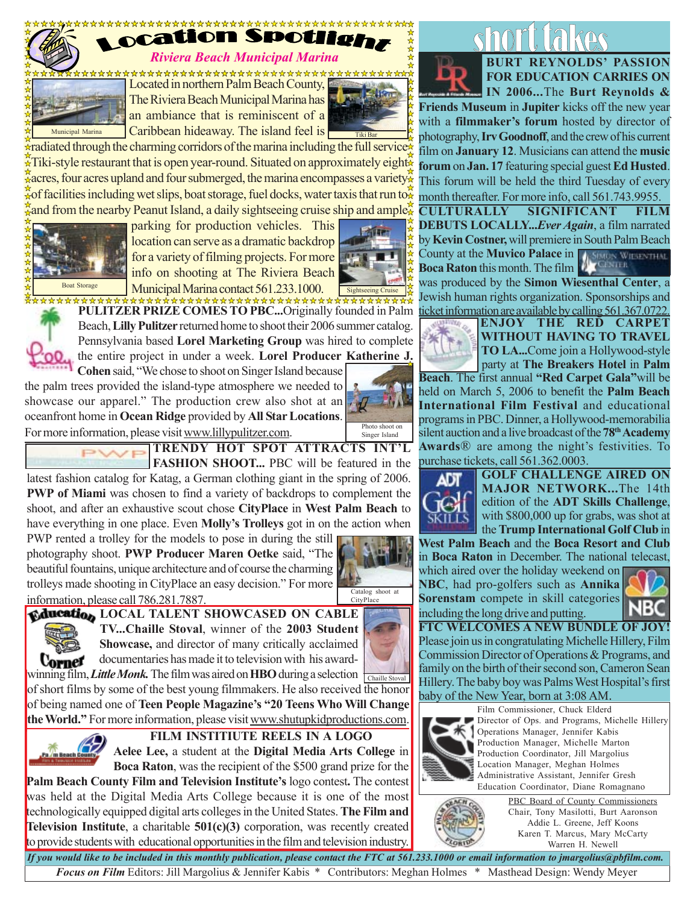# Location Spotlight

*Riviera Beach Municipal Marina*

Municipal Marina

Tiki Bar

Located in northern Palm Beach County, The Riviera Beach Municipal Marina has an ambiance that is reminiscent of a Caribbean hideaway. The island feel is radiated through the charming corridors of the marina including the full service Tiki-style restaurant that is open year-round. Situated on approximately eight acres, four acres upland and four submerged, the marina encompasses a variety of facilities including wet slips, boat storage, fuel docks, water taxis that run to and from the nearby Peanut Island, a daily sightseeing cruise ship and ample parking for production vehicles. This location can serve as a dramatic backdrop for a variety of filming projects. For more info on shooting at The Riviera Beach Municipal Marina contact 561.233.1000.

Boat Storage

Sightseeing Cruise

**PULITZER PRIZE COMES TO PBC...**Originally founded in Palm Beach, **Lilly Pulitzer** returned home to shoot their 2006 summer catalog. Pennsylvania based **Lorel Marketing Group** was hired to complete the entire project in under a week. **Lorel Producer Katherine J. Cohen** said, "We chose to shoot on Singer Island because the palm trees provided the island-type atmosphere we needed to showcase our apparel." The production crew also shot at an oceanfront home in **Ocean Ridge** provided by **All Star Locations**. For more information, please visit www.lillypulitzer.com.

Photo shoot on Singer Island

**TRENDY HOT SPOT ATTRACTS INT'L FASHION SHOOT...** PBC will be featured in the latest fashion catalog for Katag, a German clothing giant in the spring of 2006. **PWP of Miami** was chosen to find a variety of backdrops to complement the shoot, and after an exhaustive scout chose **CityPlace** in **West Palm Beach** to have everything in one place. Even **Molly's Trolleys** got in on the action when PWP rented a trolley for the models to pose in during the still photography shoot. **PWP Producer Maren Oetke** said, "The beautiful fountains, unique architecture and of course the charming trolleys made shooting in CityPlace an easy decision." For more information, please call 786.281.7887.

Catalog shoot at CityPlace

## Education Corner

**LOCAL TALENT SHOWCASED ON CABLE TV...Chaille Stoval**, winner of the **2003 Student Showcase,** and director of many critically acclaimed documentaries has made it to television with his award-winning film, ***Little Monk.*** The film was aired on **HBO** during a selection of short films by some of the best young filmmakers. He also received the honor of being named one of **Teen People Magazine's "20 Teens Who Will Change the World."** For more information, please visit www.shutupkidproductions.com.

Chaille Stoval

**FILM INSTITIUTE REELS IN A LOGO**

**Aelee Lee,** a student at the **Digital Media Arts College** in **Boca Raton**, was the recipient of the $500 grand prize for the **Palm Beach County Film and Television Institute's** logo contest**.** The contest was held at the Digital Media Arts College because it is one of the most technologically equipped digital arts colleges in the United States. **The Film and Television Institute**, a charitable **501(c)(3)** corporation, was recently created to provide students with educational opportunities in the film and television industry.

# short takes

**BURT REYNOLDS' PASSION FOR EDUCATION CARRIES ON IN 2006...**The **Burt Reynolds & Friends Museum** in **Jupiter** kicks off the new year with a **filmmaker's forum** hosted by director of photography, **Irv Goodnoff**, and the crew of his current film on **January 12**. Musicians can attend the **music forum** on **Jan. 17** featuring special guest **Ed Husted**. This forum will be held the third Tuesday of every month thereafter. For more info, call 561.743.9955.

**CULTURALLY SIGNIFICANT FILM DEBUTS LOCALLY...*Ever Again***, a film narrated by **Kevin Costner,** will premiere in South Palm Beach County at the **Muvico Palace** in **Boca Raton** this month. The film was produced by the **Simon Wiesenthal Center**, a Jewish human rights organization. Sponsorships and ticket information are available by calling 561.367.0722.

**ENJOY THE RED CARPET WITHOUT HAVING TO TRAVEL TO LA...**Come join a Hollywood-style party at **The Breakers Hotel** in **Palm Beach**. The first annual **"Red Carpet Gala"**will be held on March 5, 2006 to benefit the **Palm Beach International Film Festival** and educational programs in PBC. Dinner, a Hollywood-memorabilia silent auction and a live broadcast of the **78th Academy Awards®** are among the night's festivities. To purchase tickets, call 561.362.0003.

**GOLF CHALLENGE AIRED ON MAJOR NETWORK...**The 14th edition of the **ADT Skills Challenge**, with $800,000 up for grabs, was shot at the **Trump International Golf Club** in **West Palm Beach** and the **Boca Resort and Club** in **Boca Raton** in December. The national telecast, which aired over the holiday weekend on **NBC**, had pro-golfers such as **Annika Sorenstam** compete in skill categories including the long drive and putting.

**FTC WELCOMES A NEW BUNDLE OF JOY!** Please join us in congratulating Michelle Hillery, Film Commission Director of Operations & Programs, and family on the birth of their second son, Cameron Sean Hillery. The baby boy was Palms West Hospital's first baby of the New Year, born at 3:08 AM.

Film Commissioner, Chuck Elderd
Director of Ops. and Programs, Michelle Hillery
Operations Manager, Jennifer Kabis
Production Manager, Michelle Marton
Production Coordinator, Jill Margolius
Location Manager, Meghan Holmes
Administrative Assistant, Jennifer Gresh
Education Coordinator, Diane Romagnano

PBC Board of County Commissioners
Chair, Tony Masilotti, Burt Aaronson
Addie L. Greene, Jeff Koons
Karen T. Marcus, Mary McCarty
Warren H. Newell

***If you would like to be included in this monthly publication, please contact the FTC at 561.233.1000 or email information to jmargolius@pbfilm.com.***

*Focus on Film* Editors: Jill Margolius & Jennifer Kabis * Contributors: Meghan Holmes * Masthead Design: Wendy Meyer